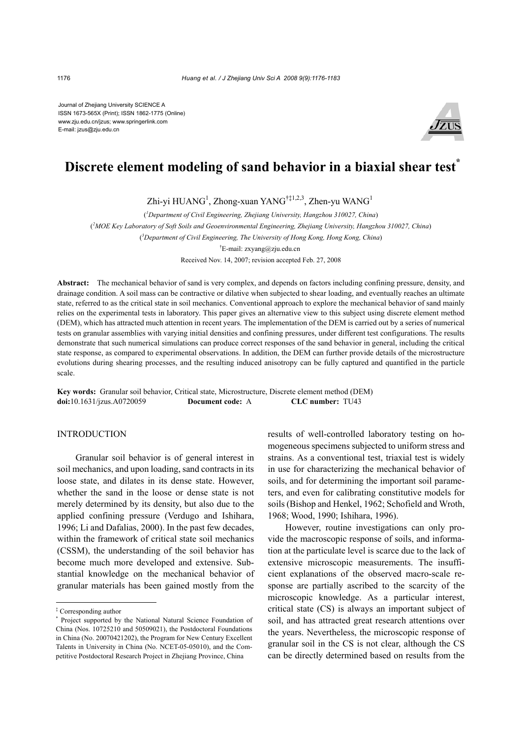Journal of Zhejiang University SCIENCE A
ISSN 1673-565X (Print); ISSN 1862-1775 (Online)
www.zju.edu.cn/jzus; www.springerlink.com
E-mail: jzus@zju.edu.cn

# Discrete element modeling of sand behavior in a biaxial shear test*

Zhi-yi HUANG[1], Zhong-xuan YANG[†‡1,2,3], Zhen-yu WANG[1]

([1]Department of Civil Engineering, Zhejiang University, Hangzhou 310027, China)

([2]MOE Key Laboratory of Soft Soils and Geoenvironmental Engineering, Zhejiang University, Hangzhou 310027, China)

([3]Department of Civil Engineering, The University of Hong Kong, Hong Kong, China)

[†]E-mail: zxyang@zju.edu.cn

Received Nov. 14, 2007; revision accepted Feb. 27, 2008

**Abstract:** The mechanical behavior of sand is very complex, and depends on factors including confining pressure, density, and drainage condition. A soil mass can be contractive or dilative when subjected to shear loading, and eventually reaches an ultimate state, referred to as the critical state in soil mechanics. Conventional approach to explore the mechanical behavior of sand mainly relies on the experimental tests in laboratory. This paper gives an alternative view to this subject using discrete element method (DEM), which has attracted much attention in recent years. The implementation of the DEM is carried out by a series of numerical tests on granular assemblies with varying initial densities and confining pressures, under different test configurations. The results demonstrate that such numerical simulations can produce correct responses of the sand behavior in general, including the critical state response, as compared to experimental observations. In addition, the DEM can further provide details of the microstructure evolutions during shearing processes, and the resulting induced anisotropy can be fully captured and quantified in the particle scale.

**Key words:** Granular soil behavior, Critical state, Microstructure, Discrete element method (DEM)
**doi:**10.1631/jzus.A0720059 **Document code:** A **CLC number:** TU43

## INTRODUCTION

Granular soil behavior is of general interest in soil mechanics, and upon loading, sand contracts in its loose state, and dilates in its dense state. However, whether the sand in the loose or dense state is not merely determined by its density, but also due to the applied confining pressure (Verdugo and Ishihara, 1996; Li and Dafalias, 2000). In the past few decades, within the framework of critical state soil mechanics (CSSM), the understanding of the soil behavior has become much more developed and extensive. Substantial knowledge on the mechanical behavior of granular materials has been gained mostly from the results of well-controlled laboratory testing on homogeneous specimens subjected to uniform stress and strains. As a conventional test, triaxial test is widely in use for characterizing the mechanical behavior of soils, and for determining the important soil parameters, and even for calibrating constitutive models for soils (Bishop and Henkel, 1962; Schofield and Wroth, 1968; Wood, 1990; Ishihara, 1996).

However, routine investigations can only provide the macroscopic response of soils, and information at the particulate level is scarce due to the lack of extensive microscopic measurements. The insufficient explanations of the observed macro-scale response are partially ascribed to the scarcity of the microscopic knowledge. As a particular interest, critical state (CS) is always an important subject of soil, and has attracted great research attentions over the years. Nevertheless, the microscopic response of granular soil in the CS is not clear, although the CS can be directly determined based on results from the

---

‡ Corresponding author

\* Project supported by the National Natural Science Foundation of China (Nos. 10725210 and 50509021), the Postdoctoral Foundations in China (No. 20070421202), the Program for New Century Excellent Talents in University in China (No. NCET-05-05010), and the Competitive Postdoctoral Research Project in Zhejiang Province, China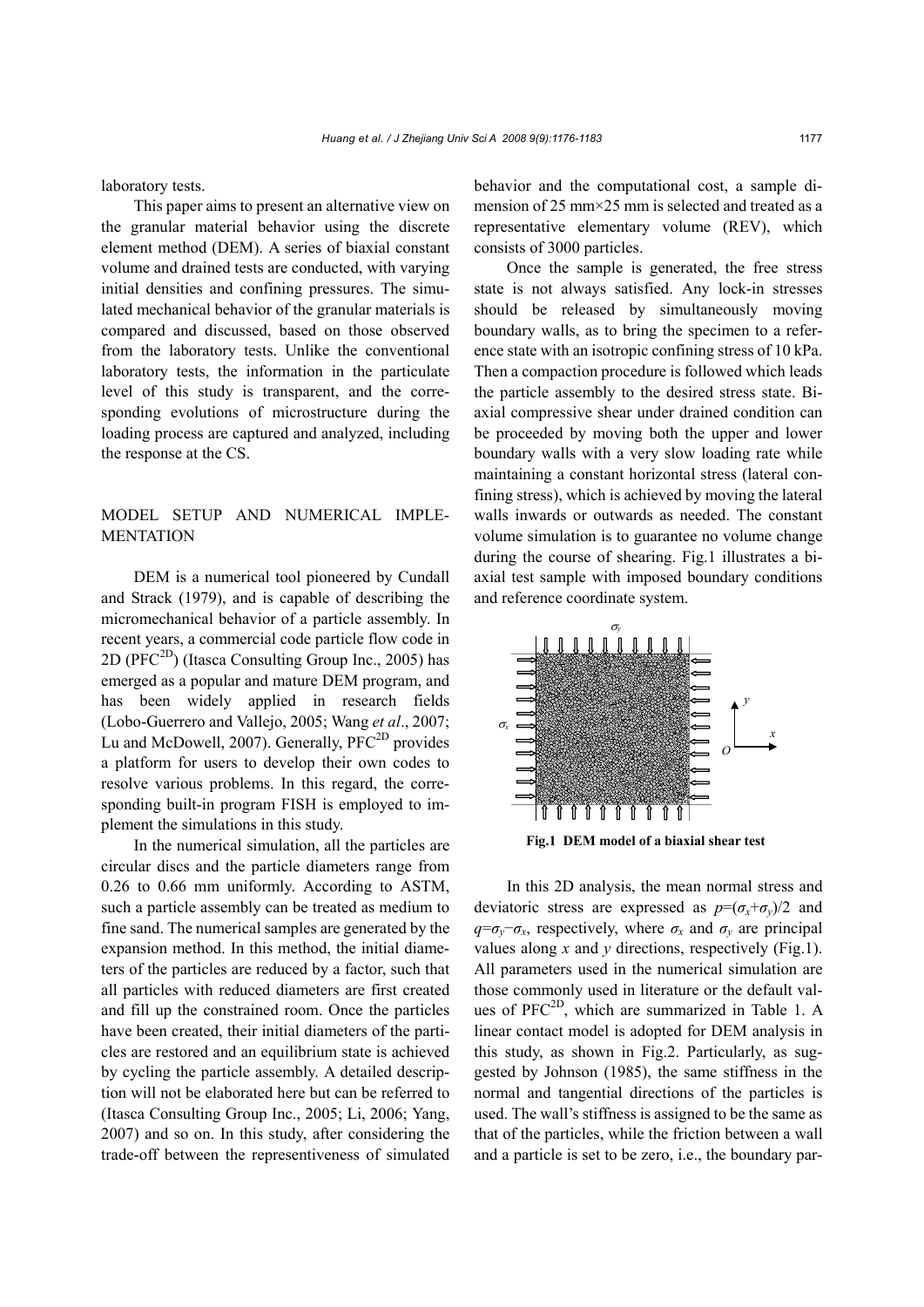laboratory tests.

This paper aims to present an alternative view on the granular material behavior using the discrete element method (DEM). A series of biaxial constant volume and drained tests are conducted, with varying initial densities and confining pressures. The simulated mechanical behavior of the granular materials is compared and discussed, based on those observed from the laboratory tests. Unlike the conventional laboratory tests, the information in the particulate level of this study is transparent, and the corresponding evolutions of microstructure during the loading process are captured and analyzed, including the response at the CS.

## MODEL SETUP AND NUMERICAL IMPLEMENTATION

DEM is a numerical tool pioneered by Cundall and Strack (1979), and is capable of describing the micromechanical behavior of a particle assembly. In recent years, a commercial code particle flow code in 2D ($PFC^{2D}$) (Itasca Consulting Group Inc., 2005) has emerged as a popular and mature DEM program, and has been widely applied in research fields (Lobo-Guerrero and Vallejo, 2005; Wang *et al*., 2007; Lu and McDowell, 2007). Generally, $PFC^{2D}$ provides a platform for users to develop their own codes to resolve various problems. In this regard, the corresponding built-in program FISH is employed to implement the simulations in this study.

In the numerical simulation, all the particles are circular discs and the particle diameters range from 0.26 to 0.66 mm uniformly. According to ASTM, such a particle assembly can be treated as medium to fine sand. The numerical samples are generated by the expansion method. In this method, the initial diameters of the particles are reduced by a factor, such that all particles with reduced diameters are first created and fill up the constrained room. Once the particles have been created, their initial diameters of the particles are restored and an equilibrium state is achieved by cycling the particle assembly. A detailed description will not be elaborated here but can be referred to (Itasca Consulting Group Inc., 2005; Li, 2006; Yang, 2007) and so on. In this study, after considering the trade-off between the representiveness of simulated behavior and the computational cost, a sample dimension of 25 mm×25 mm is selected and treated as a representative elementary volume (REV), which consists of 3000 particles.

Once the sample is generated, the free stress state is not always satisfied. Any lock-in stresses should be released by simultaneously moving boundary walls, as to bring the specimen to a reference state with an isotropic confining stress of 10 kPa. Then a compaction procedure is followed which leads the particle assembly to the desired stress state. Biaxial compressive shear under drained condition can be proceeded by moving both the upper and lower boundary walls with a very slow loading rate while maintaining a constant horizontal stress (lateral confining stress), which is achieved by moving the lateral walls inwards or outwards as needed. The constant volume simulation is to guarantee no volume change during the course of shearing. Fig.1 illustrates a biaxial test sample with imposed boundary conditions and reference coordinate system.

**Fig.1 DEM model of a biaxial shear test**

In this 2D analysis, the mean normal stress and deviatoric stress are expressed as $p=(\sigma_x+\sigma_y)/2$ and $q=\sigma_y-\sigma_x$, respectively, where $\sigma_x$ and $\sigma_y$ are principal values along $x$ and $y$ directions, respectively (Fig.1). All parameters used in the numerical simulation are those commonly used in literature or the default values of $PFC^{2D}$, which are summarized in Table 1. A linear contact model is adopted for DEM analysis in this study, as shown in Fig.2. Particularly, as suggested by Johnson (1985), the same stiffness in the normal and tangential directions of the particles is used. The wall's stiffness is assigned to be the same as that of the particles, while the friction between a wall and a particle is set to be zero, i.e., the boundary par-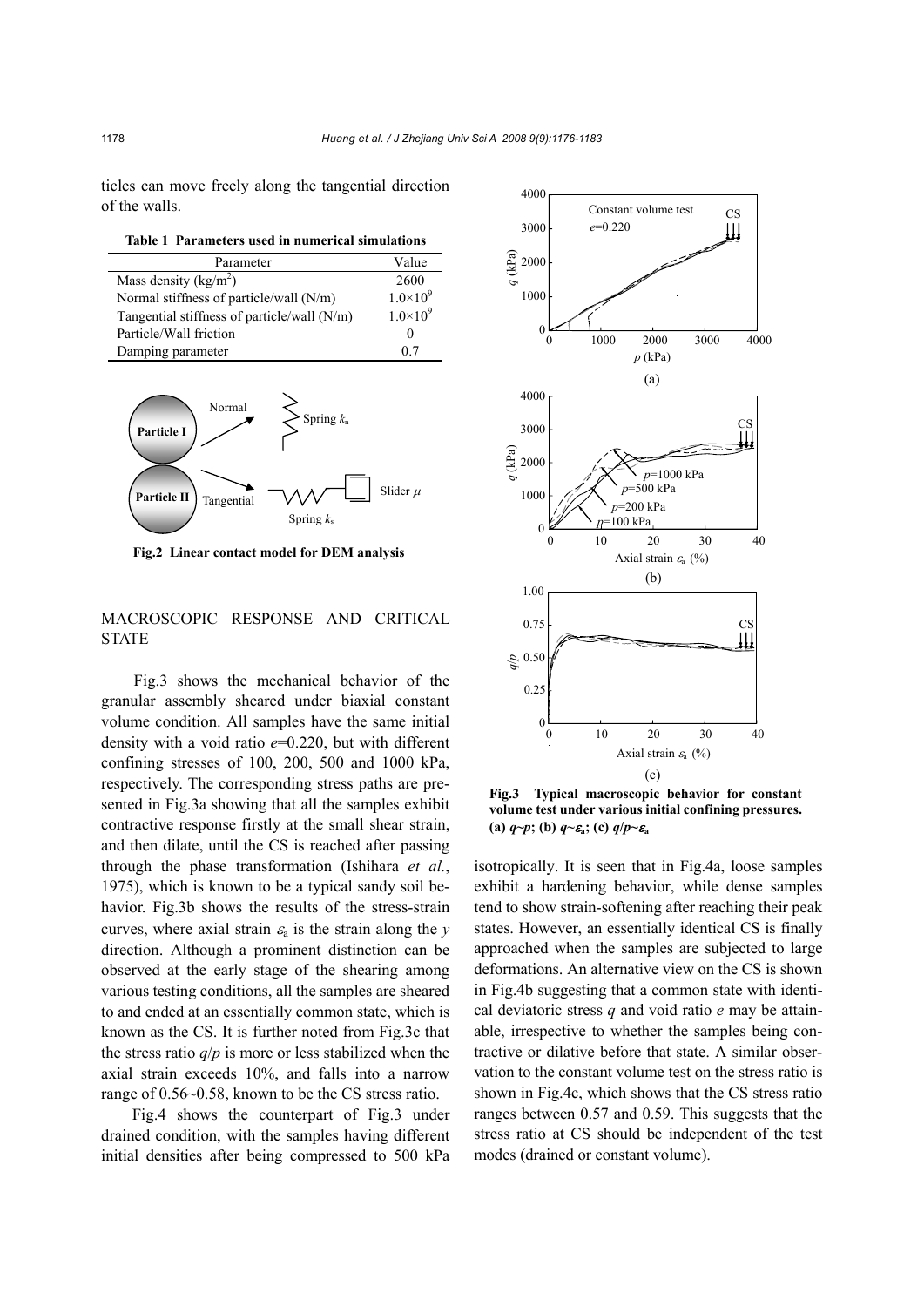ticles can move freely along the tangential direction of the walls.

**Table 1 Parameters used in numerical simulations**

| Parameter | Value |
|---|---|
| Mass density (kg/m$^2$) | 2600 |
| Normal stiffness of particle/wall (N/m) | $1.0\times10^9$ |
| Tangential stiffness of particle/wall (N/m) | $1.0\times10^9$ |
| Particle/Wall friction | 0 |
| Damping parameter | 0.7 |

**Fig.2 Linear contact model for DEM analysis**

## MACROSCOPIC RESPONSE AND CRITICAL STATE

Fig.3 shows the mechanical behavior of the granular assembly sheared under biaxial constant volume condition. All samples have the same initial density with a void ratio $e$=0.220, but with different confining stresses of 100, 200, 500 and 1000 kPa, respectively. The corresponding stress paths are presented in Fig.3a showing that all the samples exhibit contractive response firstly at the small shear strain, and then dilate, until the CS is reached after passing through the phase transformation (Ishihara *et al.*, 1975), which is known to be a typical sandy soil behavior. Fig.3b shows the results of the stress-strain curves, where axial strain $\varepsilon_a$ is the strain along the $y$ direction. Although a prominent distinction can be observed at the early stage of the shearing among various testing conditions, all the samples are sheared to and ended at an essentially common state, which is known as the CS. It is further noted from Fig.3c that the stress ratio $q/p$ is more or less stabilized when the axial strain exceeds 10%, and falls into a narrow range of 0.56~0.58, known to be the CS stress ratio.

Fig.4 shows the counterpart of Fig.3 under drained condition, with the samples having different initial densities after being compressed to 500 kPa isotropically. It is seen that in Fig.4a, loose samples exhibit a hardening behavior, while dense samples tend to show strain-softening after reaching their peak states. However, an essentially identical CS is finally approached when the samples are subjected to large deformations. An alternative view on the CS is shown in Fig.4b suggesting that a common state with identical deviatoric stress $q$ and void ratio $e$ may be attainable, irrespective to whether the samples being contractive or dilative before that state. A similar observation to the constant volume test on the stress ratio is shown in Fig.4c, which shows that the CS stress ratio ranges between 0.57 and 0.59. This suggests that the stress ratio at CS should be independent of the test modes (drained or constant volume).

**Fig.3 Typical macroscopic behavior for constant volume test under various initial confining pressures. (a) $q$~$p$; (b) $q$~$\varepsilon_a$; (c) $q/p$~$\varepsilon_a$**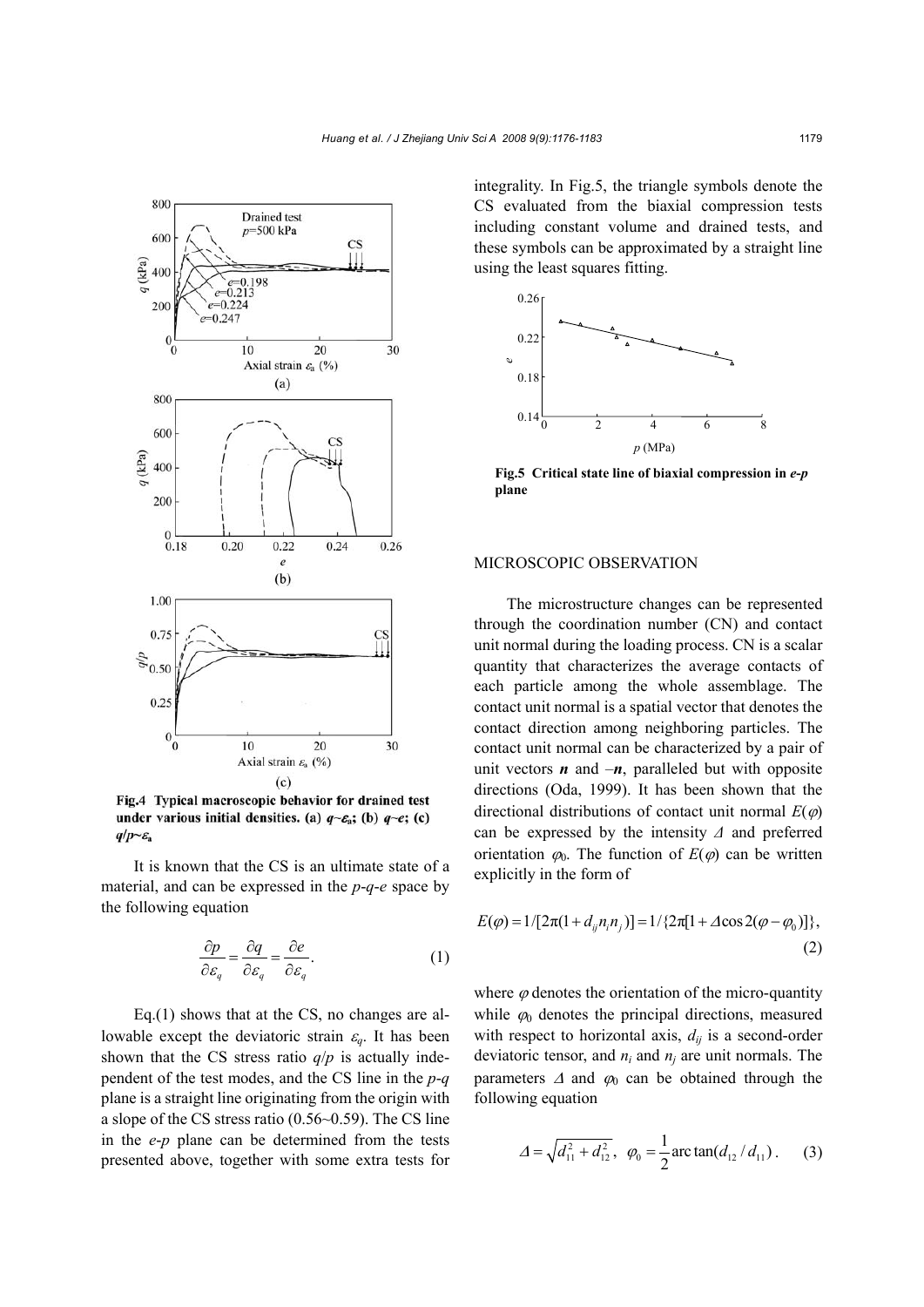Fig.4 Typical macroscopic behavior for drained test under various initial densities. (a) $q$~$\varepsilon_a$; (b) $q$~$e$; (c) $q/p$~$\varepsilon_a$

It is known that the CS is an ultimate state of a material, and can be expressed in the $p$-$q$-$e$ space by the following equation

$$\frac{\partial p}{\partial \varepsilon_q} = \frac{\partial q}{\partial \varepsilon_q} = \frac{\partial e}{\partial \varepsilon_q}. \quad (1)$$

Eq.(1) shows that at the CS, no changes are allowable except the deviatoric strain $\varepsilon_q$. It has been shown that the CS stress ratio $q/p$ is actually independent of the test modes, and the CS line in the $p$-$q$ plane is a straight line originating from the origin with a slope of the CS stress ratio (0.56~0.59). The CS line in the $e$-$p$ plane can be determined from the tests presented above, together with some extra tests for integrality. In Fig.5, the triangle symbols denote the CS evaluated from the biaxial compression tests including constant volume and drained tests, and these symbols can be approximated by a straight line using the least squares fitting.

Fig.5 Critical state line of biaxial compression in $e$-$p$ plane

## MICROSCOPIC OBSERVATION

The microstructure changes can be represented through the coordination number (CN) and contact unit normal during the loading process. CN is a scalar quantity that characterizes the average contacts of each particle among the whole assemblage. The contact unit normal is a spatial vector that denotes the contact direction among neighboring particles. The contact unit normal can be characterized by a pair of unit vectors $\boldsymbol{n}$ and $-\boldsymbol{n}$, paralleled but with opposite directions (Oda, 1999). It has been shown that the directional distributions of contact unit normal $E(\varphi)$ can be expressed by the intensity $\Delta$ and preferred orientation $\varphi_0$. The function of $E(\varphi)$ can be written explicitly in the form of

$$E(\varphi) = 1/[2\pi(1 + d_{ij}n_i n_j)] = 1/\{2\pi[1 + \Delta\cos 2(\varphi - \varphi_0)]\}, \quad (2)$$

where $\varphi$ denotes the orientation of the micro-quantity while $\varphi_0$ denotes the principal directions, measured with respect to horizontal axis, $d_{ij}$ is a second-order deviatoric tensor, and $n_i$ and $n_j$ are unit normals. The parameters $\Delta$ and $\varphi_0$ can be obtained through the following equation

$$\Delta = \sqrt{d_{11}^2 + d_{12}^2}, \quad \varphi_0 = \frac{1}{2}\arctan(d_{12}/d_{11}). \quad (3)$$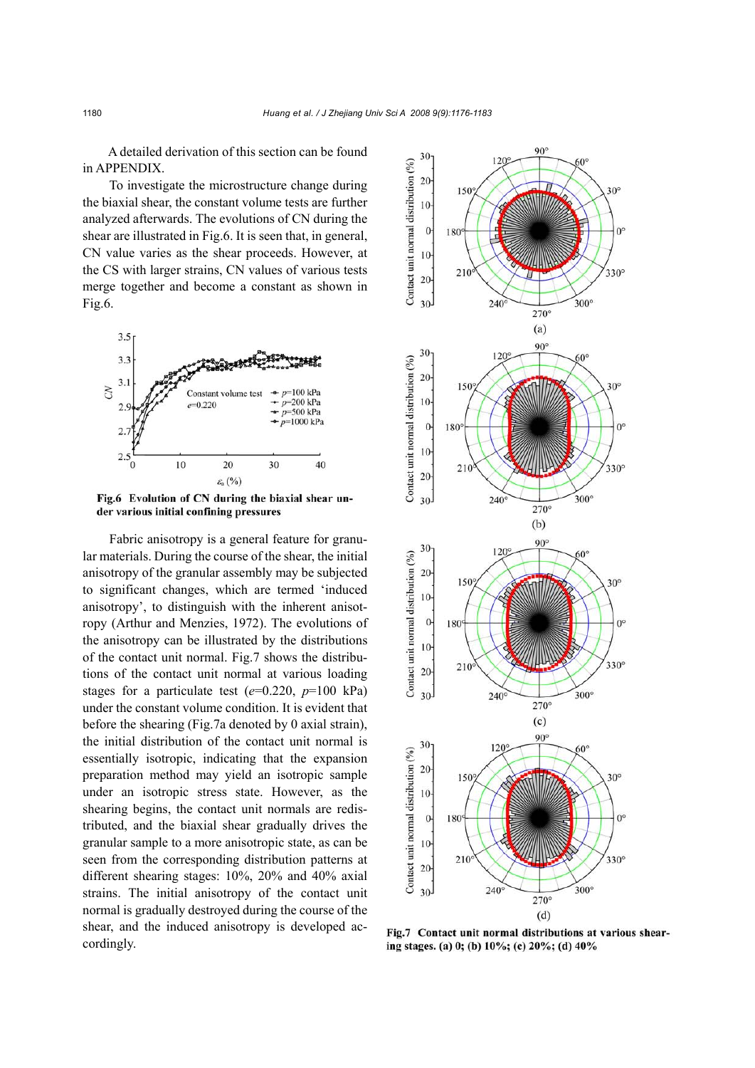A detailed derivation of this section can be found in APPENDIX.

To investigate the microstructure change during the biaxial shear, the constant volume tests are further analyzed afterwards. The evolutions of CN during the shear are illustrated in Fig.6. It is seen that, in general, CN value varies as the shear proceeds. However, at the CS with larger strains, CN values of various tests merge together and become a constant as shown in Fig.6.

**Fig.6 Evolution of CN during the biaxial shear under various initial confining pressures**

Fabric anisotropy is a general feature for granular materials. During the course of the shear, the initial anisotropy of the granular assembly may be subjected to significant changes, which are termed 'induced anisotropy', to distinguish with the inherent anisotropy (Arthur and Menzies, 1972). The evolutions of the anisotropy can be illustrated by the distributions of the contact unit normal. Fig.7 shows the distributions of the contact unit normal at various loading stages for a particulate test ($e$=0.220, $p$=100 kPa) under the constant volume condition. It is evident that before the shearing (Fig.7a denoted by 0 axial strain), the initial distribution of the contact unit normal is essentially isotropic, indicating that the expansion preparation method may yield an isotropic sample under an isotropic stress state. However, as the shearing begins, the contact unit normals are redistributed, and the biaxial shear gradually drives the granular sample to a more anisotropic state, as can be seen from the corresponding distribution patterns at different shearing stages: 10%, 20% and 40% axial strains. The initial anisotropy of the contact unit normal is gradually destroyed during the course of the shear, and the induced anisotropy is developed accordingly.

**Fig.7 Contact unit normal distributions at various shearing stages. (a) 0; (b) 10%; (c) 20%; (d) 40%**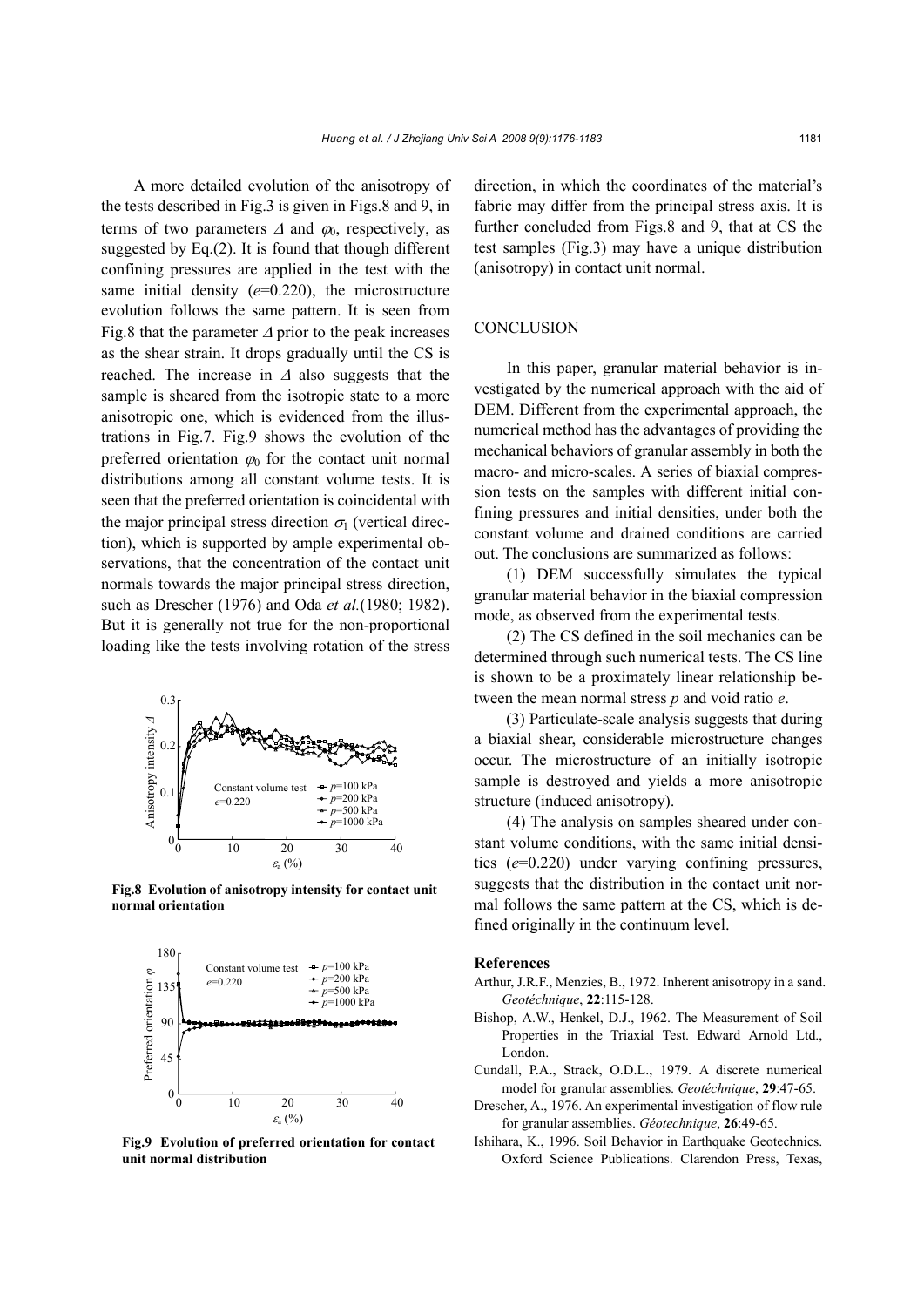A more detailed evolution of the anisotropy of the tests described in Fig.3 is given in Figs.8 and 9, in terms of two parameters $\Delta$ and $\varphi_0$, respectively, as suggested by Eq.(2). It is found that though different confining pressures are applied in the test with the same initial density ($e$=0.220), the microstructure evolution follows the same pattern. It is seen from Fig.8 that the parameter $\Delta$ prior to the peak increases as the shear strain. It drops gradually until the CS is reached. The increase in $\Delta$ also suggests that the sample is sheared from the isotropic state to a more anisotropic one, which is evidenced from the illustrations in Fig.7. Fig.9 shows the evolution of the preferred orientation $\varphi_0$ for the contact unit normal distributions among all constant volume tests. It is seen that the preferred orientation is coincidental with the major principal stress direction $\sigma_1$ (vertical direction), which is supported by ample experimental observations, that the concentration of the contact unit normals towards the major principal stress direction, such as Drescher (1976) and Oda *et al.*(1980; 1982). But it is generally not true for the non-proportional loading like the tests involving rotation of the stress direction, in which the coordinates of the material's fabric may differ from the principal stress axis. It is further concluded from Figs.8 and 9, that at CS the test samples (Fig.3) may have a unique distribution (anisotropy) in contact unit normal.

**Fig.8 Evolution of anisotropy intensity for contact unit normal orientation**

**Fig.9 Evolution of preferred orientation for contact unit normal distribution**

## CONCLUSION

In this paper, granular material behavior is investigated by the numerical approach with the aid of DEM. Different from the experimental approach, the numerical method has the advantages of providing the mechanical behaviors of granular assembly in both the macro- and micro-scales. A series of biaxial compression tests on the samples with different initial confining pressures and initial densities, under both the constant volume and drained conditions are carried out. The conclusions are summarized as follows:

(1) DEM successfully simulates the typical granular material behavior in the biaxial compression mode, as observed from the experimental tests.

(2) The CS defined in the soil mechanics can be determined through such numerical tests. The CS line is shown to be a proximately linear relationship between the mean normal stress $p$ and void ratio $e$.

(3) Particulate-scale analysis suggests that during a biaxial shear, considerable microstructure changes occur. The microstructure of an initially isotropic sample is destroyed and yields a more anisotropic structure (induced anisotropy).

(4) The analysis on samples sheared under constant volume conditions, with the same initial densities ($e$=0.220) under varying confining pressures, suggests that the distribution in the contact unit normal follows the same pattern at the CS, which is defined originally in the continuum level.

### References

Arthur, J.R.F., Menzies, B., 1972. Inherent anisotropy in a sand. *Geotéchnique*, **22**:115-128.

Bishop, A.W., Henkel, D.J., 1962. The Measurement of Soil Properties in the Triaxial Test. Edward Arnold Ltd., London.

Cundall, P.A., Strack, O.D.L., 1979. A discrete numerical model for granular assemblies. *Geotéchnique*, **29**:47-65.

Drescher, A., 1976. An experimental investigation of flow rule for granular assemblies. *Géotechnique*, **26**:49-65.

Ishihara, K., 1996. Soil Behavior in Earthquake Geotechnics. Oxford Science Publications. Clarendon Press, Texas,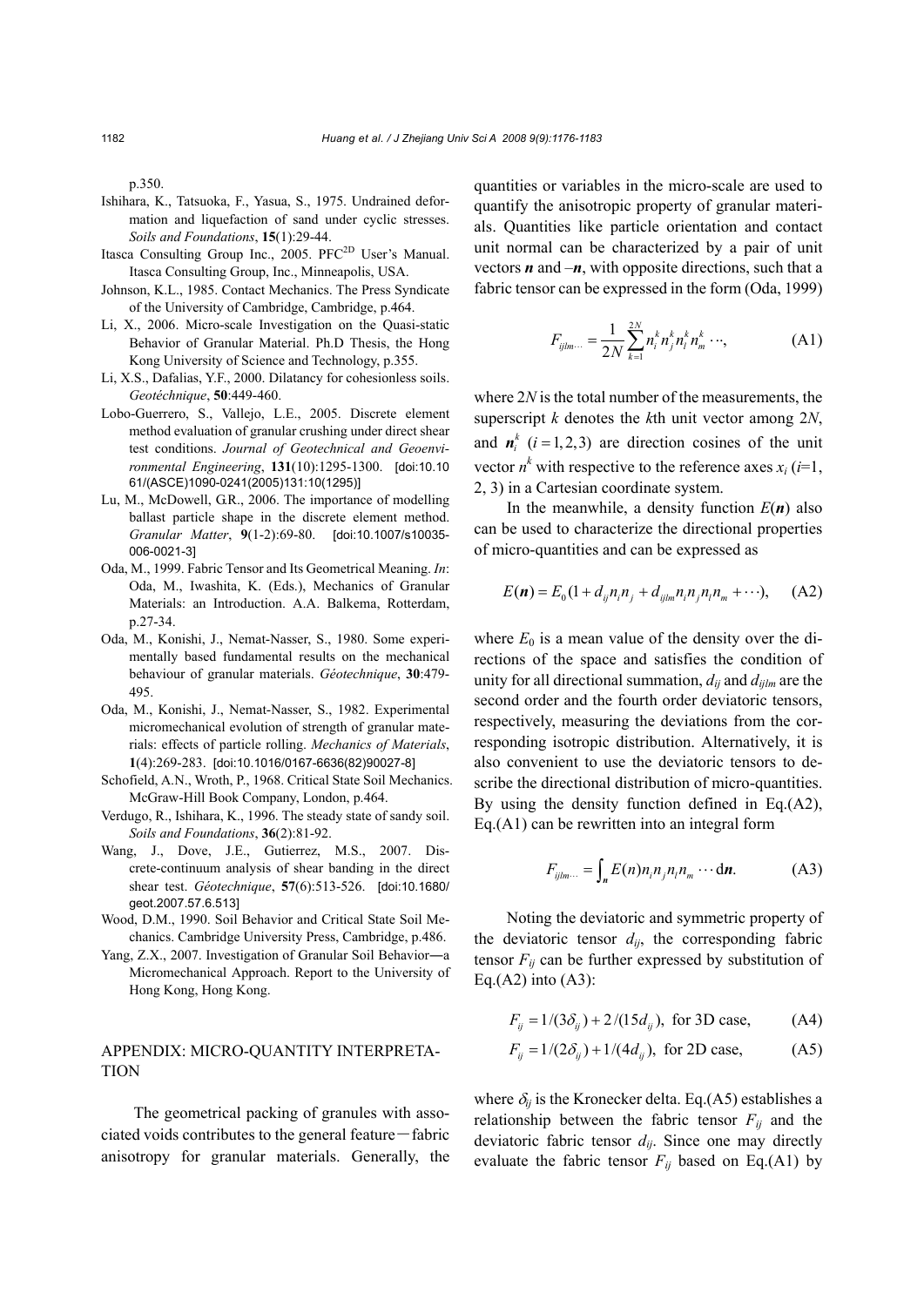p.350.

Ishihara, K., Tatsuoka, F., Yasua, S., 1975. Undrained deformation and liquefaction of sand under cyclic stresses. *Soils and Foundations*, **15**(1):29-44.

Itasca Consulting Group Inc., 2005. PFC$^{2D}$ User's Manual. Itasca Consulting Group, Inc., Minneapolis, USA.

Johnson, K.L., 1985. Contact Mechanics. The Press Syndicate of the University of Cambridge, Cambridge, p.464.

Li, X., 2006. Micro-scale Investigation on the Quasi-static Behavior of Granular Material. Ph.D Thesis, the Hong Kong University of Science and Technology, p.355.

Li, X.S., Dafalias, Y.F., 2000. Dilatancy for cohesionless soils. *Geotéchnique*, **50**:449-460.

Lobo-Guerrero, S., Vallejo, L.E., 2005. Discrete element method evaluation of granular crushing under direct shear test conditions. *Journal of Geotechnical and Geoenvironmental Engineering*, **131**(10):1295-1300. [doi:10.1061/(ASCE)1090-0241(2005)131:10(1295)]

Lu, M., McDowell, G.R., 2006. The importance of modelling ballast particle shape in the discrete element method. *Granular Matter*, **9**(1-2):69-80. [doi:10.1007/s10035-006-0021-3]

Oda, M., 1999. Fabric Tensor and Its Geometrical Meaning. *In*: Oda, M., Iwashita, K. (Eds.), Mechanics of Granular Materials: an Introduction. A.A. Balkema, Rotterdam, p.27-34.

Oda, M., Konishi, J., Nemat-Nasser, S., 1980. Some experimentally based fundamental results on the mechanical behaviour of granular materials. *Géotechnique*, **30**:479-495.

Oda, M., Konishi, J., Nemat-Nasser, S., 1982. Experimental micromechanical evolution of strength of granular materials: effects of particle rolling. *Mechanics of Materials*, **1**(4):269-283. [doi:10.1016/0167-6636(82)90027-8]

Schofield, A.N., Wroth, P., 1968. Critical State Soil Mechanics. McGraw-Hill Book Company, London, p.464.

Verdugo, R., Ishihara, K., 1996. The steady state of sandy soil. *Soils and Foundations*, **36**(2):81-92.

Wang, J., Dove, J.E., Gutierrez, M.S., 2007. Discrete-continuum analysis of shear banding in the direct shear test. *Géotechnique*, **57**(6):513-526. [doi:10.1680/geot.2007.57.6.513]

Wood, D.M., 1990. Soil Behavior and Critical State Soil Mechanics. Cambridge University Press, Cambridge, p.486.

Yang, Z.X., 2007. Investigation of Granular Soil Behavior—a Micromechanical Approach. Report to the University of Hong Kong, Hong Kong.

## APPENDIX: MICRO-QUANTITY INTERPRETATION

The geometrical packing of granules with associated voids contributes to the general feature—fabric anisotropy for granular materials. Generally, the quantities or variables in the micro-scale are used to quantify the anisotropic property of granular materials. Quantities like particle orientation and contact unit normal can be characterized by a pair of unit vectors $\boldsymbol{n}$ and $-\boldsymbol{n}$, with opposite directions, such that a fabric tensor can be expressed in the form (Oda, 1999)

$$F_{ijlm\cdots} = \frac{1}{2N}\sum_{k=1}^{2N} n_i^k n_j^k n_l^k n_m^k \cdots, \tag{A1}$$

where $2N$ is the total number of the measurements, the superscript $k$ denotes the $k$th unit vector among $2N$, and $\boldsymbol{n}_i^k$ $(i=1,2,3)$ are direction cosines of the unit vector $n^k$ with respective to the reference axes $x_i$ ($i$=1, 2, 3) in a Cartesian coordinate system.

In the meanwhile, a density function $E(\boldsymbol{n})$ also can be used to characterize the directional properties of micro-quantities and can be expressed as

$$E(\boldsymbol{n}) = E_0(1 + d_{ij}n_i n_j + d_{ijlm}n_i n_j n_l n_m + \cdots), \tag{A2}$$

where $E_0$ is a mean value of the density over the directions of the space and satisfies the condition of unity for all directional summation, $d_{ij}$ and $d_{ijlm}$ are the second order and the fourth order deviatoric tensors, respectively, measuring the deviations from the corresponding isotropic distribution. Alternatively, it is also convenient to use the deviatoric tensors to describe the directional distribution of micro-quantities. By using the density function defined in Eq.(A2), Eq.(A1) can be rewritten into an integral form

$$F_{ijlm\cdots} = \int_{\boldsymbol{n}} E(n) n_i n_j n_l n_m \cdots \mathrm{d}\boldsymbol{n}. \tag{A3}$$

Noting the deviatoric and symmetric property of the deviatoric tensor $d_{ij}$, the corresponding fabric tensor $F_{ij}$ can be further expressed by substitution of Eq.(A2) into (A3):

$$F_{ij} = 1/(3\delta_{ij}) + 2/(15d_{ij}), \text{ for 3D case,} \tag{A4}$$

$$F_{ij} = 1/(2\delta_{ij}) + 1/(4d_{ij}), \text{ for 2D case,} \tag{A5}$$

where $\delta_{ij}$ is the Kronecker delta. Eq.(A5) establishes a relationship between the fabric tensor $F_{ij}$ and the deviatoric fabric tensor $d_{ij}$. Since one may directly evaluate the fabric tensor $F_{ij}$ based on Eq.(A1) by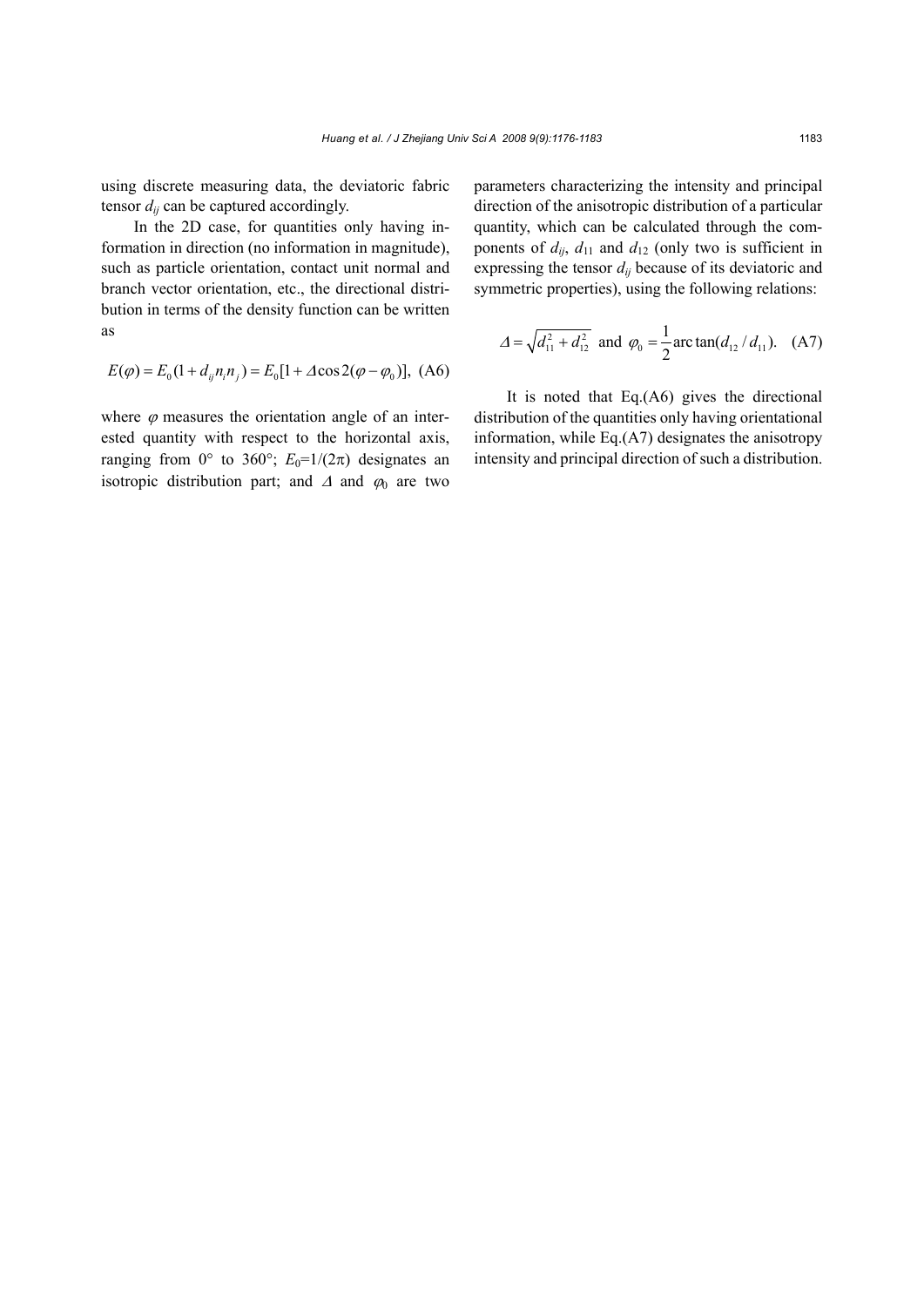using discrete measuring data, the deviatoric fabric tensor $d_{ij}$ can be captured accordingly.

In the 2D case, for quantities only having information in direction (no information in magnitude), such as particle orientation, contact unit normal and branch vector orientation, etc., the directional distribution in terms of the density function can be written as

$$E(\varphi) = E_0(1 + d_{ij}n_i n_j) = E_0[1 + \varDelta \cos 2(\varphi - \varphi_0)], \quad \text{(A6)}$$

where $\varphi$ measures the orientation angle of an interested quantity with respect to the horizontal axis, ranging from 0° to 360°; $E_0$=1/(2π) designates an isotropic distribution part; and $\varDelta$ and $\varphi_0$ are two parameters characterizing the intensity and principal direction of the anisotropic distribution of a particular quantity, which can be calculated through the components of $d_{ij}$, $d_{11}$ and $d_{12}$ (only two is sufficient in expressing the tensor $d_{ij}$ because of its deviatoric and symmetric properties), using the following relations:

$$\varDelta = \sqrt{d_{11}^2 + d_{12}^2} \text{ and } \varphi_0 = \frac{1}{2}\mathrm{arc}\tan(d_{12} / d_{11}). \quad \text{(A7)}$$

It is noted that Eq.(A6) gives the directional distribution of the quantities only having orientational information, while Eq.(A7) designates the anisotropy intensity and principal direction of such a distribution.